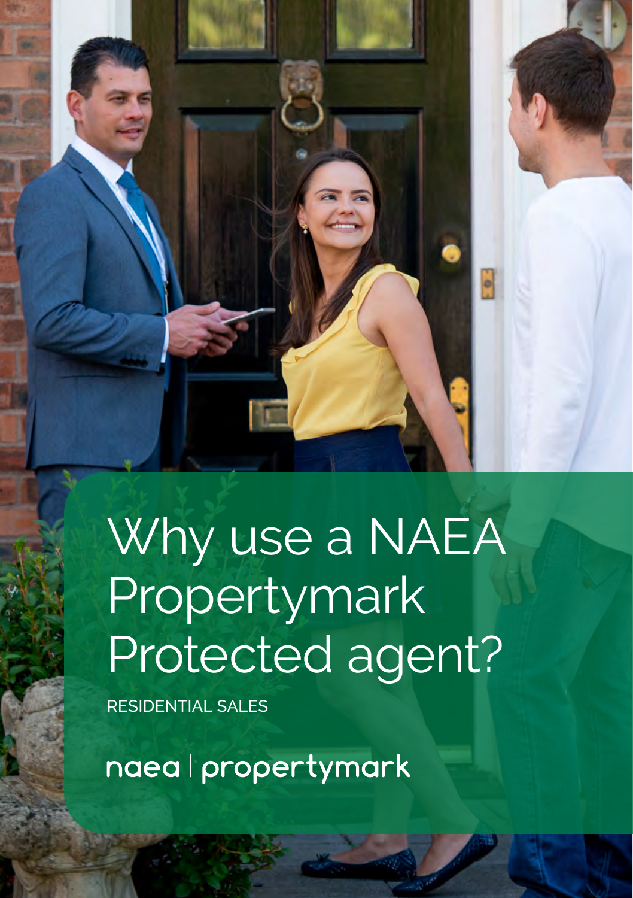# Why use a NAEA Propertymark Protected agent?

RESIDENTIAL SALES

naea | propertymark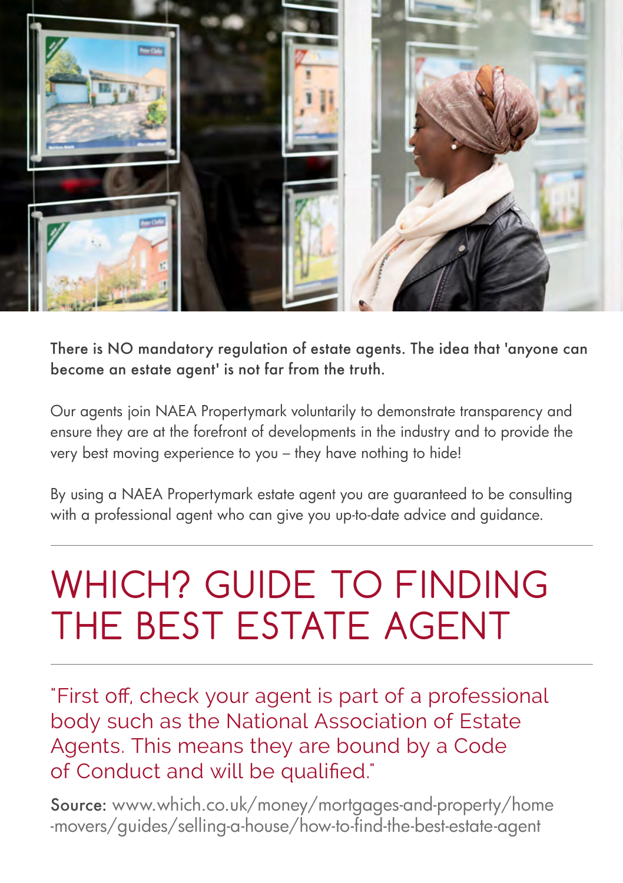**There is NO mandatory regulation of estate agents. The idea that 'anyone can become an estate agent' is not far from the truth.**

Our agents join NAEA Propertymark voluntarily to demonstrate transparency and ensure they are at the forefront of developments in the industry and to provide the very best moving experience to you – they have nothing to hide!

By using a NAEA Propertymark estate agent you are guaranteed to be consulting with a professional agent who can give you up-to-date advice and guidance.

# WHICH? GUIDE TO FINDING THE BEST ESTATE AGENT

"First off, check your agent is part of a professional body such as the National Association of Estate Agents. This means they are bound by a Code of Conduct and will be qualified."

**Source:** www.which.co.uk/money/mortgages-and-property/home-movers/guides/selling-a-house/how-to-find-the-best-estate-agent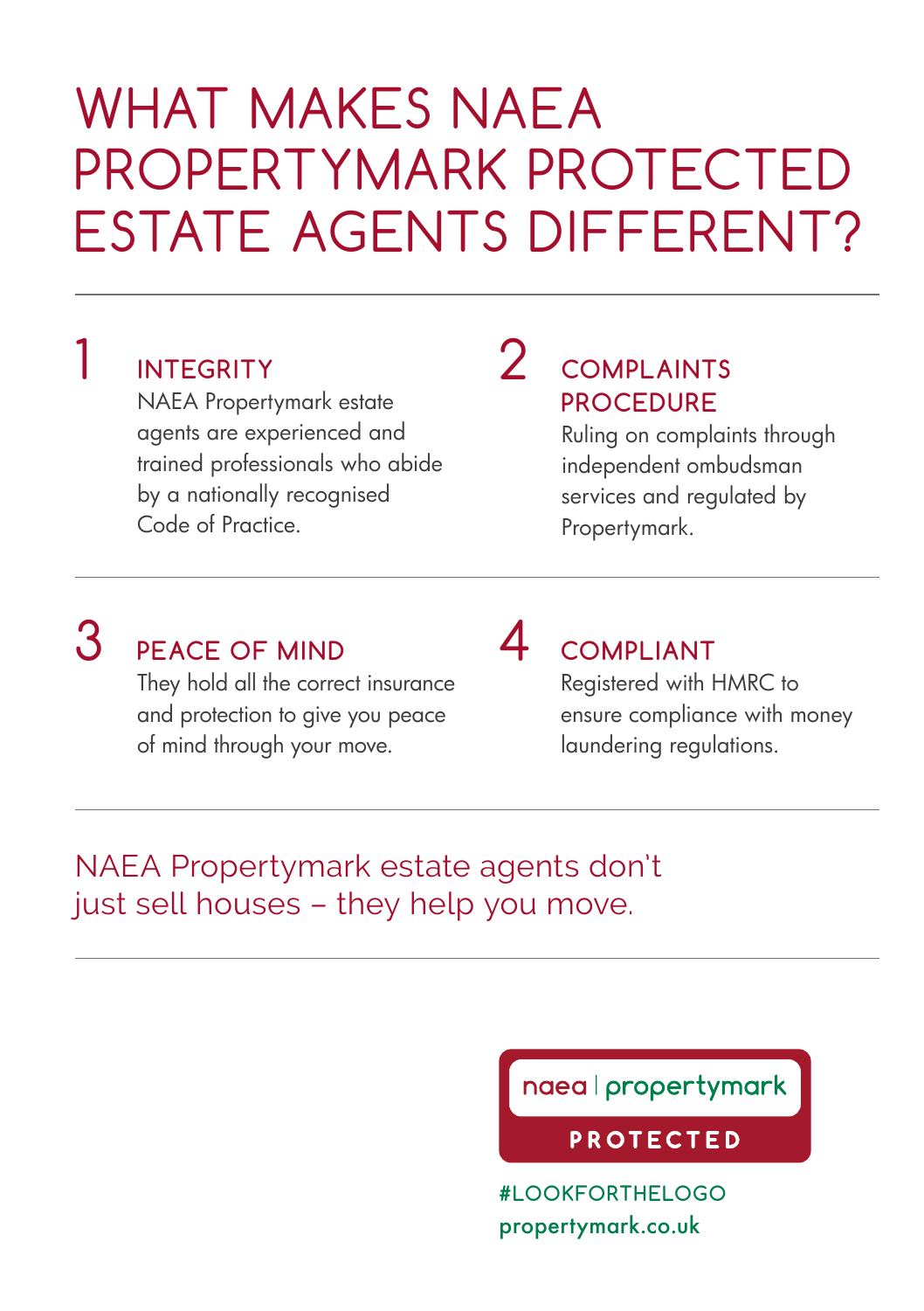# WHAT MAKES NAEA PROPERTYMARK PROTECTED ESTATE AGENTS DIFFERENT?

## 1 INTEGRITY

NAEA Propertymark estate agents are experienced and trained professionals who abide by a nationally recognised Code of Practice.

## 2 COMPLAINTS PROCEDURE

Ruling on complaints through independent ombudsman services and regulated by Propertymark.

## 3 PEACE OF MIND

They hold all the correct insurance and protection to give you peace of mind through your move.

## 4 COMPLIANT

Registered with HMRC to ensure compliance with money laundering regulations.

NAEA Propertymark estate agents don't just sell houses – they help you move.

naea | propertymark

PROTECTED

#LOOKFORTHELOGO

propertymark.co.uk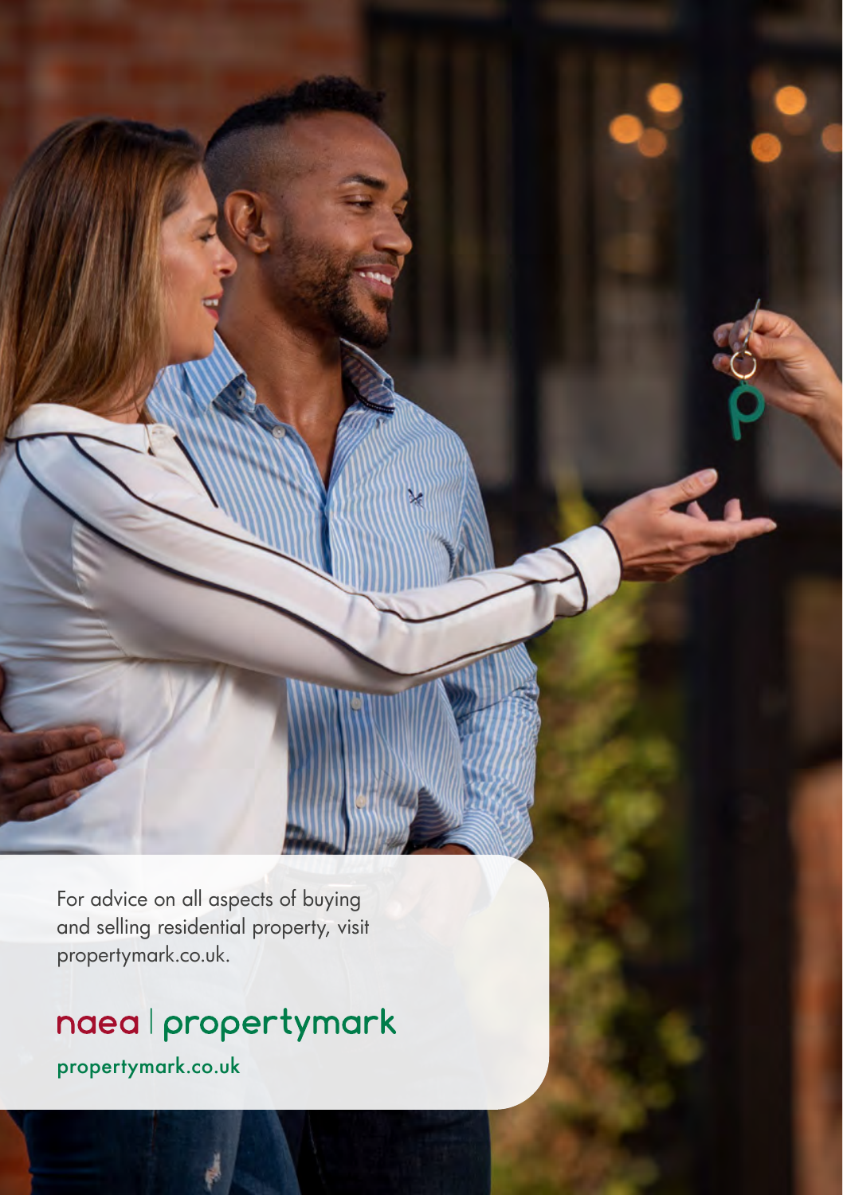For advice on all aspects of buying and selling residential property, visit propertymark.co.uk.

naea | propertymark

propertymark.co.uk